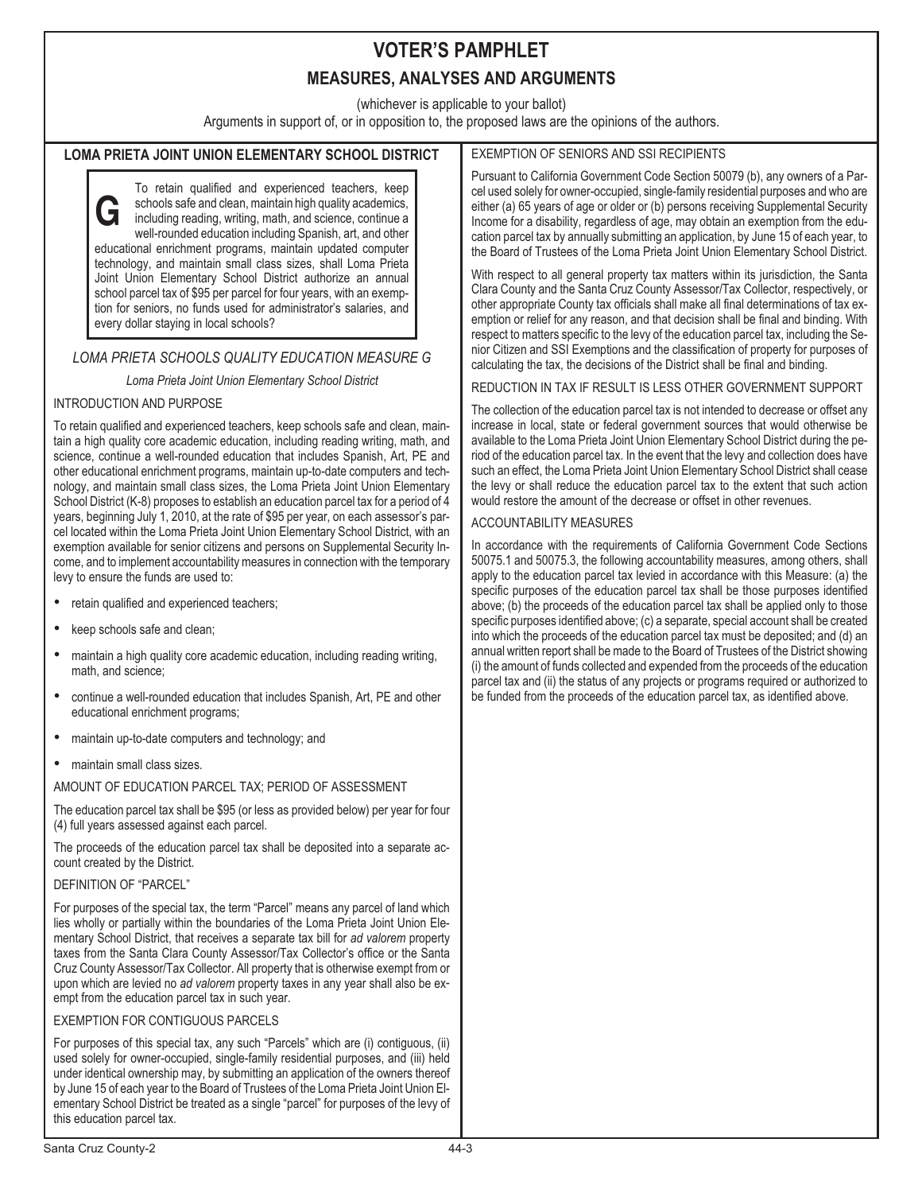# VOTER'S PAMPHLET

## MEASURES, ANALYSES AND ARGUMENTS

(whichever is applicable to your ballot)

Arguments in support of, or in opposition to, the proposed laws are the opinions of the authors.

### LOMA PRIETA JOINT UNION ELEMENTARY SCHOOL DISTRICT

**G** To retain qualified and experienced teachers, keep schools safe and clean, maintain high quality academics, including reading, writing, math, and science, continue a well-rounded education including Spanish, art, and other educational enrichment programs, maintain updated computer technology, and maintain small class sizes, shall Loma Prieta Joint Union Elementary School District authorize an annual school parcel tax of $95 per parcel for four years, with an exemption for seniors, no funds used for administrator's salaries, and every dollar staying in local schools?

### *LOMA PRIETA SCHOOLS QUALITY EDUCATION MEASURE G*

*Loma Prieta Joint Union Elementary School District*

INTRODUCTION AND PURPOSE

To retain qualified and experienced teachers, keep schools safe and clean, maintain a high quality core academic education, including reading writing, math, and science, continue a well-rounded education that includes Spanish, Art, PE and other educational enrichment programs, maintain up-to-date computers and technology, and maintain small class sizes, the Loma Prieta Joint Union Elementary School District (K-8) proposes to establish an education parcel tax for a period of 4 years, beginning July 1, 2010, at the rate of $95 per year, on each assessor's parcel located within the Loma Prieta Joint Union Elementary School District, with an exemption available for senior citizens and persons on Supplemental Security Income, and to implement accountability measures in connection with the temporary levy to ensure the funds are used to:

- retain qualified and experienced teachers;
- keep schools safe and clean;
- maintain a high quality core academic education, including reading writing, math, and science;
- continue a well-rounded education that includes Spanish, Art, PE and other educational enrichment programs;
- maintain up-to-date computers and technology; and
- maintain small class sizes.

AMOUNT OF EDUCATION PARCEL TAX; PERIOD OF ASSESSMENT

The education parcel tax shall be $95 (or less as provided below) per year for four (4) full years assessed against each parcel.

The proceeds of the education parcel tax shall be deposited into a separate account created by the District.

DEFINITION OF "PARCEL"

For purposes of the special tax, the term "Parcel" means any parcel of land which lies wholly or partially within the boundaries of the Loma Prieta Joint Union Elementary School District, that receives a separate tax bill for *ad valorem* property taxes from the Santa Clara County Assessor/Tax Collector's office or the Santa Cruz County Assessor/Tax Collector. All property that is otherwise exempt from or upon which are levied no *ad valorem* property taxes in any year shall also be exempt from the education parcel tax in such year.

EXEMPTION FOR CONTIGUOUS PARCELS

For purposes of this special tax, any such "Parcels" which are (i) contiguous, (ii) used solely for owner-occupied, single-family residential purposes, and (iii) held under identical ownership may, by submitting an application of the owners thereof by June 15 of each year to the Board of Trustees of the Loma Prieta Joint Union Elementary School District be treated as a single "parcel" for purposes of the levy of this education parcel tax.

EXEMPTION OF SENIORS AND SSI RECIPIENTS

Pursuant to California Government Code Section 50079 (b), any owners of a Parcel used solely for owner-occupied, single-family residential purposes and who are either (a) 65 years of age or older or (b) persons receiving Supplemental Security Income for a disability, regardless of age, may obtain an exemption from the education parcel tax by annually submitting an application, by June 15 of each year, to the Board of Trustees of the Loma Prieta Joint Union Elementary School District.

With respect to all general property tax matters within its jurisdiction, the Santa Clara County and the Santa Cruz County Assessor/Tax Collector, respectively, or other appropriate County tax officials shall make all final determinations of tax exemption or relief for any reason, and that decision shall be final and binding. With respect to matters specific to the levy of the education parcel tax, including the Senior Citizen and SSI Exemptions and the classification of property for purposes of calculating the tax, the decisions of the District shall be final and binding.

REDUCTION IN TAX IF RESULT IS LESS OTHER GOVERNMENT SUPPORT

The collection of the education parcel tax is not intended to decrease or offset any increase in local, state or federal government sources that would otherwise be available to the Loma Prieta Joint Union Elementary School District during the period of the education parcel tax. In the event that the levy and collection does have such an effect, the Loma Prieta Joint Union Elementary School District shall cease the levy or shall reduce the education parcel tax to the extent that such action would restore the amount of the decrease or offset in other revenues.

ACCOUNTABILITY MEASURES

In accordance with the requirements of California Government Code Sections 50075.1 and 50075.3, the following accountability measures, among others, shall apply to the education parcel tax levied in accordance with this Measure: (a) the specific purposes of the education parcel tax shall be those purposes identified above; (b) the proceeds of the education parcel tax shall be applied only to those specific purposes identified above; (c) a separate, special account shall be created into which the proceeds of the education parcel tax must be deposited; and (d) an annual written report shall be made to the Board of Trustees of the District showing (i) the amount of funds collected and expended from the proceeds of the education parcel tax and (ii) the status of any projects or programs required or authorized to be funded from the proceeds of the education parcel tax, as identified above.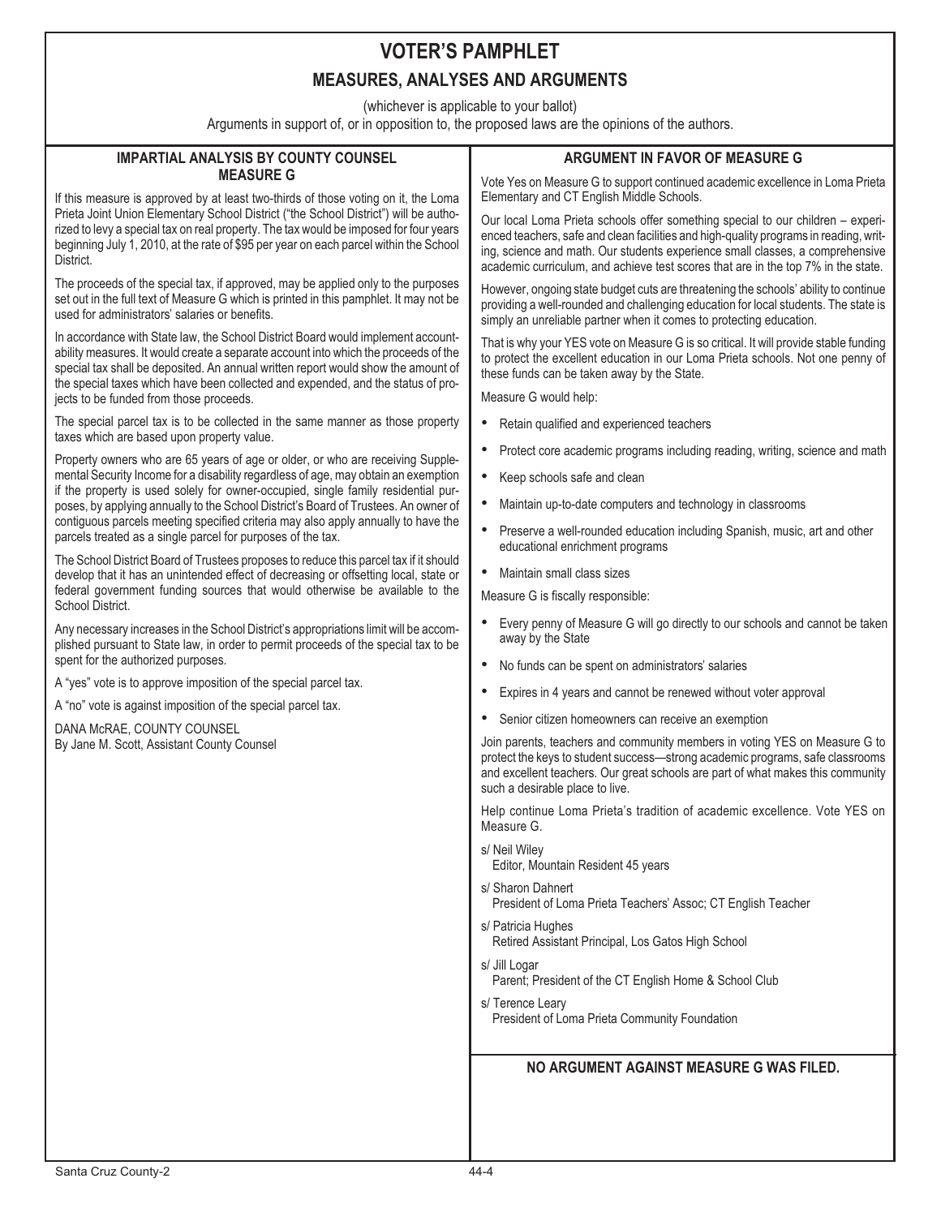# VOTER'S PAMPHLET

## MEASURES, ANALYSES AND ARGUMENTS

(whichever is applicable to your ballot)

Arguments in support of, or in opposition to, the proposed laws are the opinions of the authors.

### IMPARTIAL ANALYSIS BY COUNTY COUNSEL MEASURE G

If this measure is approved by at least two-thirds of those voting on it, the Loma Prieta Joint Union Elementary School District ("the School District") will be authorized to levy a special tax on real property. The tax would be imposed for four years beginning July 1, 2010, at the rate of $95 per year on each parcel within the School District.

The proceeds of the special tax, if approved, may be applied only to the purposes set out in the full text of Measure G which is printed in this pamphlet. It may not be used for administrators' salaries or benefits.

In accordance with State law, the School District Board would implement accountability measures. It would create a separate account into which the proceeds of the special tax shall be deposited. An annual written report would show the amount of the special taxes which have been collected and expended, and the status of projects to be funded from those proceeds.

The special parcel tax is to be collected in the same manner as those property taxes which are based upon property value.

Property owners who are 65 years of age or older, or who are receiving Supplemental Security Income for a disability regardless of age, may obtain an exemption if the property is used solely for owner-occupied, single family residential purposes, by applying annually to the School District's Board of Trustees. An owner of contiguous parcels meeting specified criteria may also apply annually to have the parcels treated as a single parcel for purposes of the tax.

The School District Board of Trustees proposes to reduce this parcel tax if it should develop that it has an unintended effect of decreasing or offsetting local, state or federal government funding sources that would otherwise be available to the School District.

Any necessary increases in the School District's appropriations limit will be accomplished pursuant to State law, in order to permit proceeds of the special tax to be spent for the authorized purposes.

A "yes" vote is to approve imposition of the special parcel tax.

A "no" vote is against imposition of the special parcel tax.

DANA McRAE, COUNTY COUNSEL
By Jane M. Scott, Assistant County Counsel

### ARGUMENT IN FAVOR OF MEASURE G

Vote Yes on Measure G to support continued academic excellence in Loma Prieta Elementary and CT English Middle Schools.

Our local Loma Prieta schools offer something special to our children – experienced teachers, safe and clean facilities and high-quality programs in reading, writing, science and math. Our students experience small classes, a comprehensive academic curriculum, and achieve test scores that are in the top 7% in the state.

However, ongoing state budget cuts are threatening the schools' ability to continue providing a well-rounded and challenging education for local students. The state is simply an unreliable partner when it comes to protecting education.

That is why your YES vote on Measure G is so critical. It will provide stable funding to protect the excellent education in our Loma Prieta schools. Not one penny of these funds can be taken away by the State.

Measure G would help:

- Retain qualified and experienced teachers
- Protect core academic programs including reading, writing, science and math
- Keep schools safe and clean
- Maintain up-to-date computers and technology in classrooms
- Preserve a well-rounded education including Spanish, music, art and other educational enrichment programs
- Maintain small class sizes

Measure G is fiscally responsible:

- Every penny of Measure G will go directly to our schools and cannot be taken away by the State
- No funds can be spent on administrators' salaries
- Expires in 4 years and cannot be renewed without voter approval
- Senior citizen homeowners can receive an exemption

Join parents, teachers and community members in voting YES on Measure G to protect the keys to student success—strong academic programs, safe classrooms and excellent teachers. Our great schools are part of what makes this community such a desirable place to live.

Help continue Loma Prieta's tradition of academic excellence. Vote YES on Measure G.

s/ Neil Wiley
Editor, Mountain Resident 45 years

s/ Sharon Dahnert
President of Loma Prieta Teachers' Assoc; CT English Teacher

s/ Patricia Hughes
Retired Assistant Principal, Los Gatos High School

s/ Jill Logar
Parent; President of the CT English Home & School Club

s/ Terence Leary
President of Loma Prieta Community Foundation

### NO ARGUMENT AGAINST MEASURE G WAS FILED.